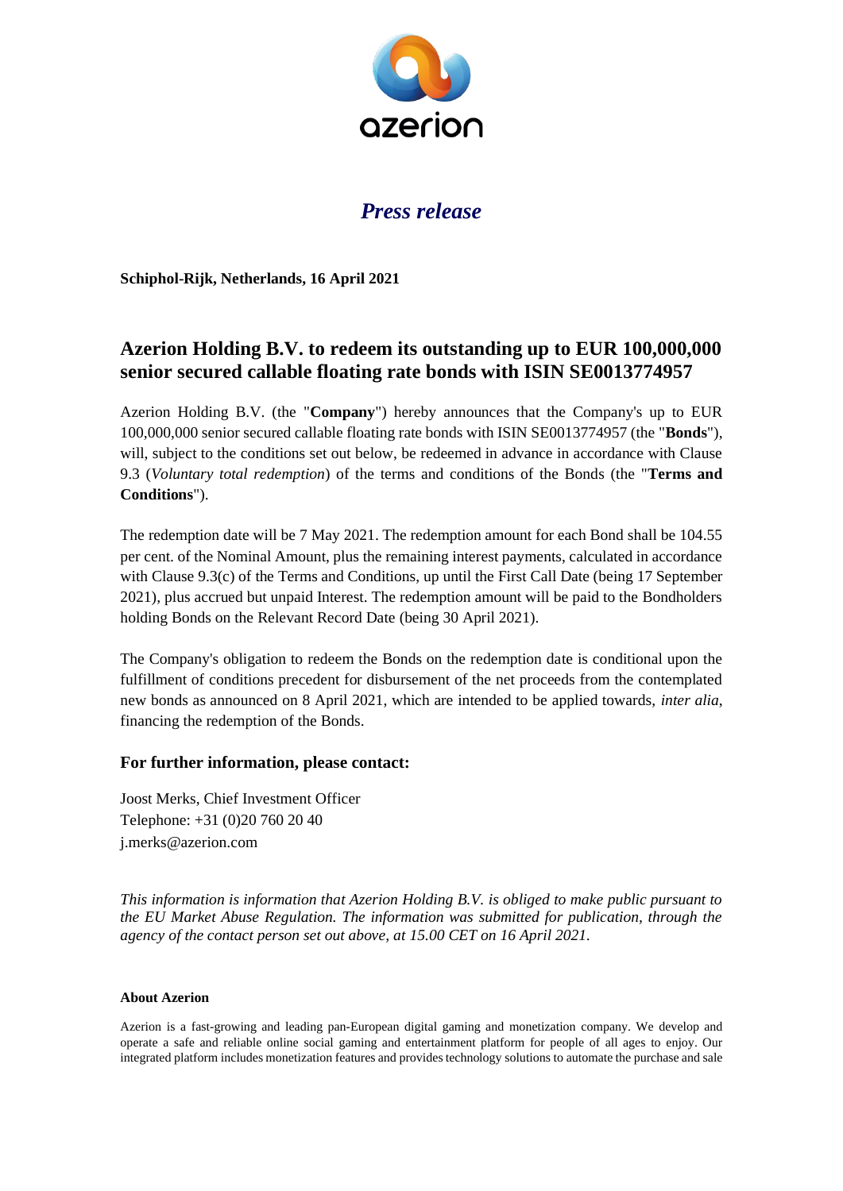*Press release*

**Schiphol-Rijk, Netherlands, 16 April 2021**

## Azerion Holding B.V. to redeem its outstanding up to EUR 100,000,000 senior secured callable floating rate bonds with ISIN SE0013774957

Azerion Holding B.V. (the "**Company**") hereby announces that the Company's up to EUR 100,000,000 senior secured callable floating rate bonds with ISIN SE0013774957 (the "**Bonds**"), will, subject to the conditions set out below, be redeemed in advance in accordance with Clause 9.3 (*Voluntary total redemption*) of the terms and conditions of the Bonds (the "**Terms and Conditions**").

The redemption date will be 7 May 2021. The redemption amount for each Bond shall be 104.55 per cent. of the Nominal Amount, plus the remaining interest payments, calculated in accordance with Clause 9.3(c) of the Terms and Conditions, up until the First Call Date (being 17 September 2021), plus accrued but unpaid Interest. The redemption amount will be paid to the Bondholders holding Bonds on the Relevant Record Date (being 30 April 2021).

The Company's obligation to redeem the Bonds on the redemption date is conditional upon the fulfillment of conditions precedent for disbursement of the net proceeds from the contemplated new bonds as announced on 8 April 2021, which are intended to be applied towards, *inter alia*, financing the redemption of the Bonds.

### For further information, please contact:

Joost Merks, Chief Investment Officer
Telephone: +31 (0)20 760 20 40
j.merks@azerion.com

*This information is information that Azerion Holding B.V. is obliged to make public pursuant to the EU Market Abuse Regulation. The information was submitted for publication, through the agency of the contact person set out above, at 15.00 CET on 16 April 2021.*

#### About Azerion

Azerion is a fast-growing and leading pan-European digital gaming and monetization company. We develop and operate a safe and reliable online social gaming and entertainment platform for people of all ages to enjoy. Our integrated platform includes monetization features and provides technology solutions to automate the purchase and sale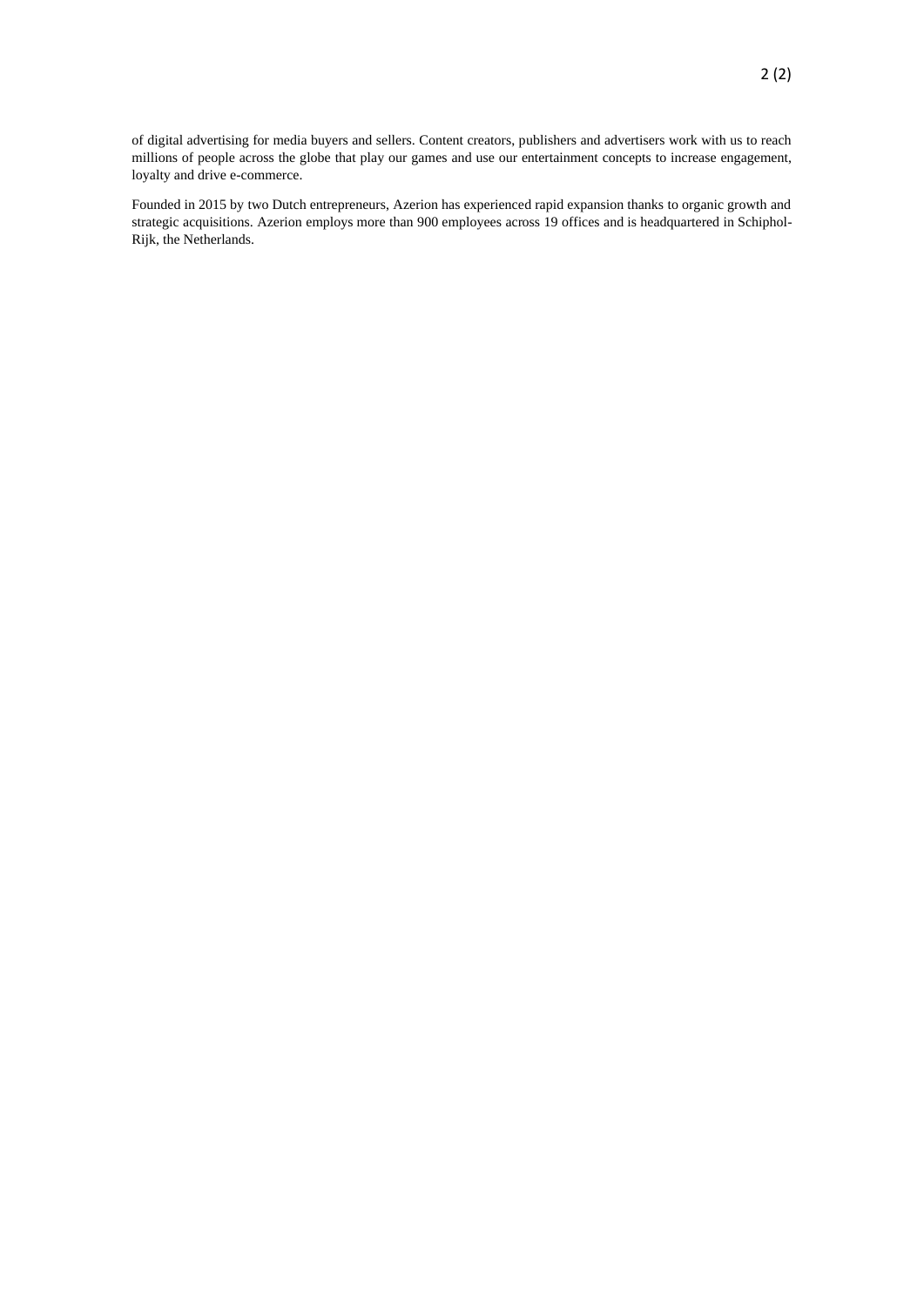of digital advertising for media buyers and sellers. Content creators, publishers and advertisers work with us to reach millions of people across the globe that play our games and use our entertainment concepts to increase engagement, loyalty and drive e-commerce.

Founded in 2015 by two Dutch entrepreneurs, Azerion has experienced rapid expansion thanks to organic growth and strategic acquisitions. Azerion employs more than 900 employees across 19 offices and is headquartered in Schiphol-Rijk, the Netherlands.